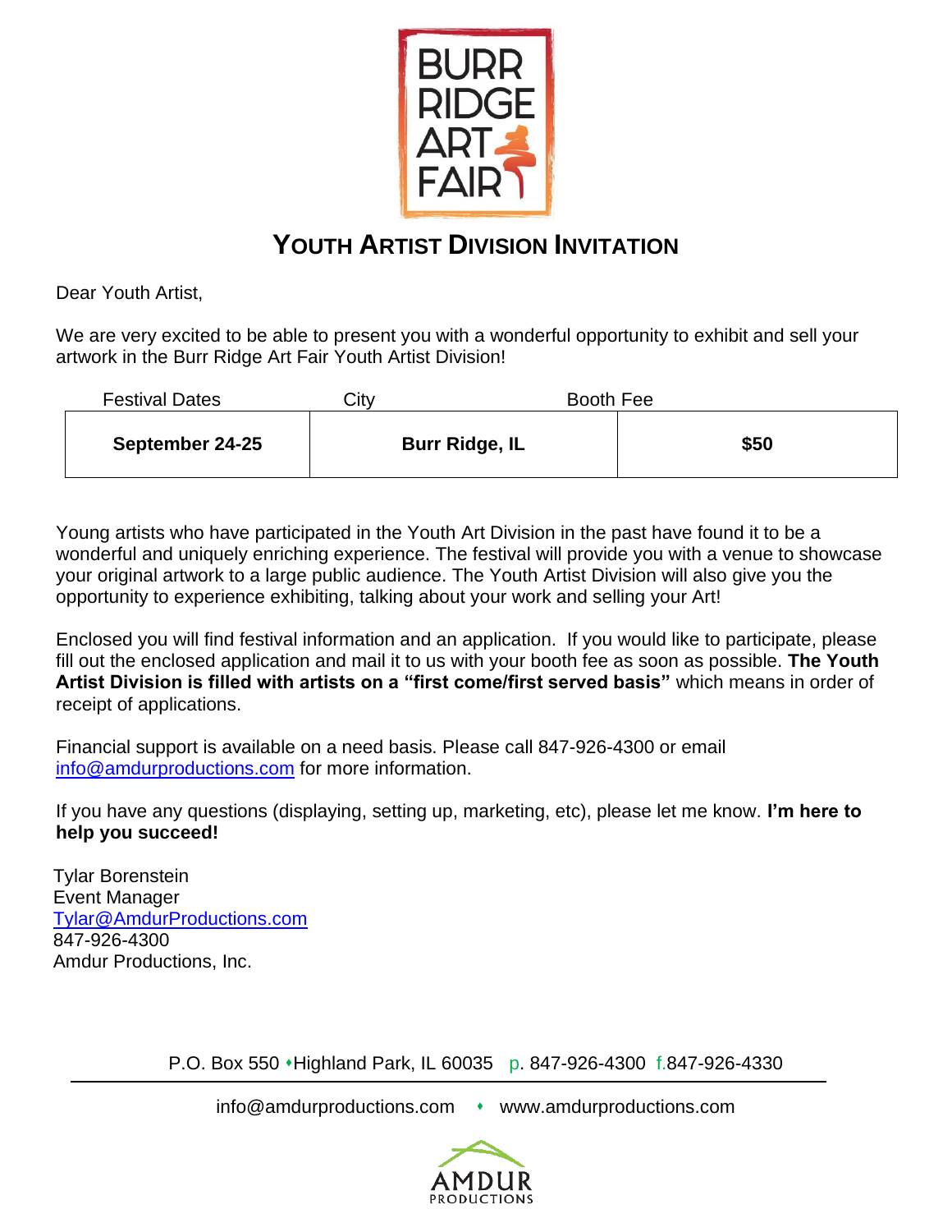# BURR RIDGE ART FAIR

## YOUTH ARTIST DIVISION INVITATION

Dear Youth Artist,

We are very excited to be able to present you with a wonderful opportunity to exhibit and sell your artwork in the Burr Ridge Art Fair Youth Artist Division!

| Festival Dates | City | Booth Fee |
|---|---|---|
| **September 24-25** | **Burr Ridge, IL** | **$50** |

Young artists who have participated in the Youth Art Division in the past have found it to be a wonderful and uniquely enriching experience. The festival will provide you with a venue to showcase your original artwork to a large public audience. The Youth Artist Division will also give you the opportunity to experience exhibiting, talking about your work and selling your Art!

Enclosed you will find festival information and an application. If you would like to participate, please fill out the enclosed application and mail it to us with your booth fee as soon as possible. **The Youth Artist Division is filled with artists on a "first come/first served basis"** which means in order of receipt of applications.

Financial support is available on a need basis. Please call 847-926-4300 or email info@amdurproductions.com for more information.

If you have any questions (displaying, setting up, marketing, etc), please let me know. **I'm here to help you succeed!**

Tylar Borenstein
Event Manager
Tylar@AmdurProductions.com
847-926-4300
Amdur Productions, Inc.

P.O. Box 550 • Highland Park, IL 60035 p. 847-926-4300 f. 847-926-4330

info@amdurproductions.com • www.amdurproductions.com

AMDUR PRODUCTIONS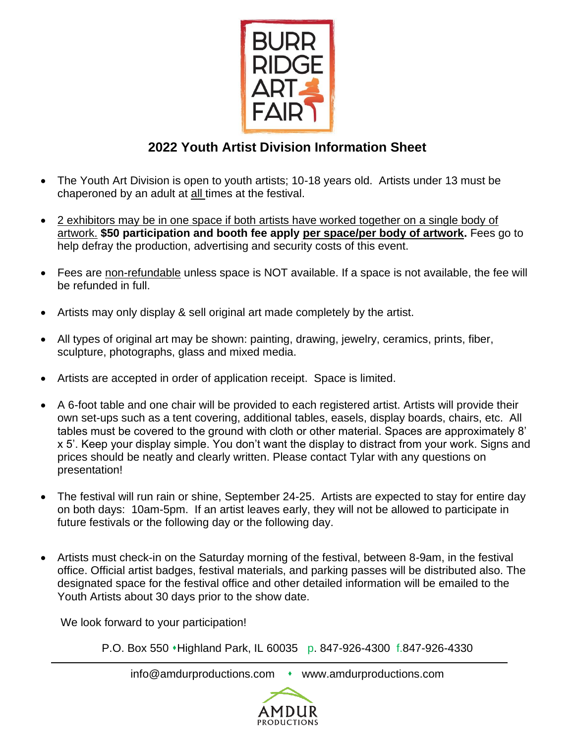BURR RIDGE ART FAIR

## 2022 Youth Artist Division Information Sheet

- The Youth Art Division is open to youth artists; 10-18 years old. Artists under 13 must be chaperoned by an adult at all times at the festival.
- 2 exhibitors may be in one space if both artists have worked together on a single body of artwork. **$50 participation and booth fee apply per space/per body of artwork.** Fees go to help defray the production, advertising and security costs of this event.
- Fees are non-refundable unless space is NOT available. If a space is not available, the fee will be refunded in full.
- Artists may only display & sell original art made completely by the artist.
- All types of original art may be shown: painting, drawing, jewelry, ceramics, prints, fiber, sculpture, photographs, glass and mixed media.
- Artists are accepted in order of application receipt. Space is limited.
- A 6-foot table and one chair will be provided to each registered artist. Artists will provide their own set-ups such as a tent covering, additional tables, easels, display boards, chairs, etc. All tables must be covered to the ground with cloth or other material. Spaces are approximately 8' x 5'. Keep your display simple. You don't want the display to distract from your work. Signs and prices should be neatly and clearly written. Please contact Tylar with any questions on presentation!
- The festival will run rain or shine, September 24-25. Artists are expected to stay for entire day on both days: 10am-5pm. If an artist leaves early, they will not be allowed to participate in future festivals or the following day or the following day.
- Artists must check-in on the Saturday morning of the festival, between 8-9am, in the festival office. Official artist badges, festival materials, and parking passes will be distributed also. The designated space for the festival office and other detailed information will be emailed to the Youth Artists about 30 days prior to the show date.

We look forward to your participation!

P.O. Box 550 • Highland Park, IL 60035 p. 847-926-4300 f. 847-926-4330

info@amdurproductions.com • www.amdurproductions.com

AMDUR PRODUCTIONS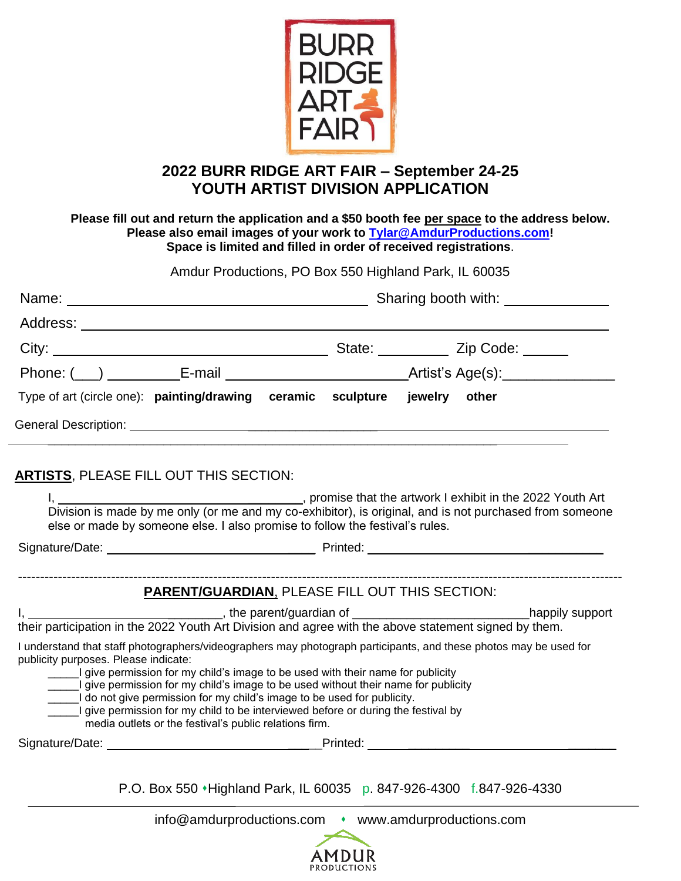# 2022 BURR RIDGE ART FAIR – September 24-25
# YOUTH ARTIST DIVISION APPLICATION

**Please fill out and return the application and a $50 booth fee per space to the address below.**
**Please also email images of your work to Tylar@AmdurProductions.com!**
**Space is limited and filled in order of received registrations.**

Amdur Productions, PO Box 550 Highland Park, IL 60035

Name: ______________________________ Sharing booth with: ____________

Address: ____________________________________________________________

City: ______________________________ State: ________ Zip Code: ______

Phone: (___) _________E-mail ______________________Artist's Age(s):______________

Type of art (circle one): **painting/drawing** **ceramic** **sculpture** **jewelry** **other**

General Description: ____________________________________________________________

______________________________________________________________________________

**ARTISTS**, PLEASE FILL OUT THIS SECTION:

I, ______________________________, promise that the artwork I exhibit in the 2022 Youth Art Division is made by me only (or me and my co-exhibitor), is original, and is not purchased from someone else or made by someone else. I also promise to follow the festival's rules.

Signature/Date: ______________________________ Printed: ______________________________

---

**PARENT/GUARDIAN**, PLEASE FILL OUT THIS SECTION:

I, ____________________________, the parent/guardian of __________________________happily support their participation in the 2022 Youth Art Division and agree with the above statement signed by them.

I understand that staff photographers/videographers may photograph participants, and these photos may be used for publicity purposes. Please indicate:

- _____I give permission for my child's image to be used with their name for publicity
- _____I give permission for my child's image to be used without their name for publicity
- _____I do not give permission for my child's image to be used for publicity.
- _____I give permission for my child to be interviewed before or during the festival by media outlets or the festival's public relations firm.

Signature/Date: ______________________________Printed: ______________________________

P.O. Box 550 • Highland Park, IL 60035 p. 847-926-4300 f.847-926-4330

info@amdurproductions.com • www.amdurproductions.com

AMDUR PRODUCTIONS